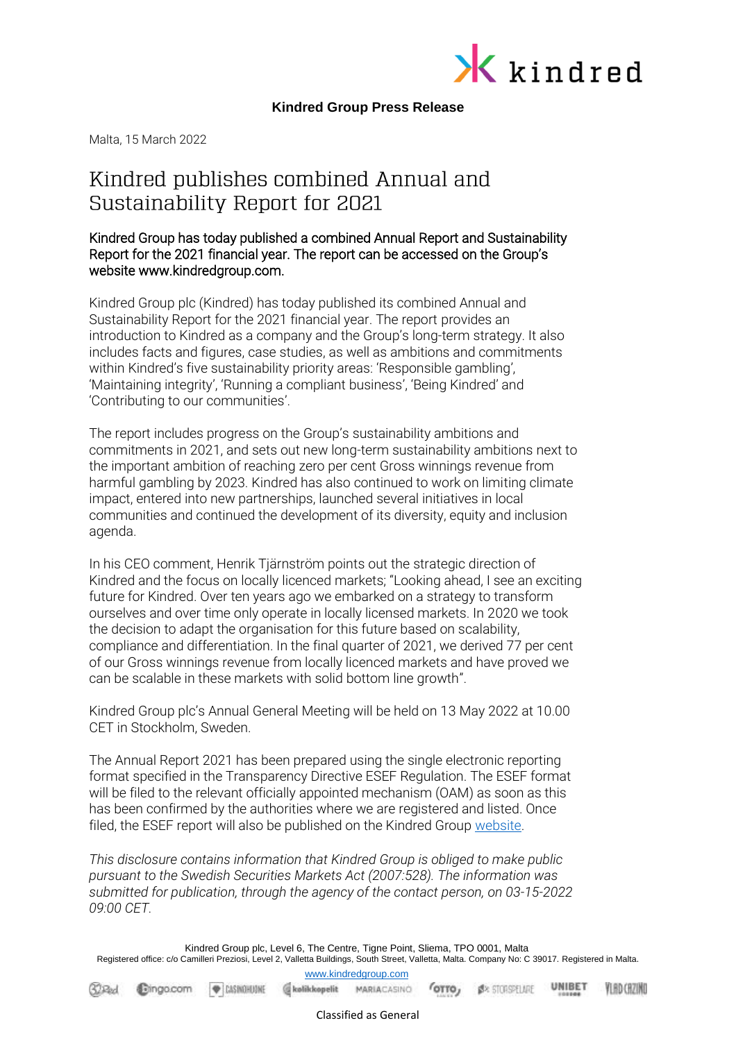**Kindred Group Press Release**

Malta, 15 March 2022

# Kindred publishes combined Annual and Sustainability Report for 2021

Kindred Group has today published a combined Annual Report and Sustainability Report for the 2021 financial year. The report can be accessed on the Group's website www.kindredgroup.com.

Kindred Group plc (Kindred) has today published its combined Annual and Sustainability Report for the 2021 financial year. The report provides an introduction to Kindred as a company and the Group's long-term strategy. It also includes facts and figures, case studies, as well as ambitions and commitments within Kindred's five sustainability priority areas: 'Responsible gambling', 'Maintaining integrity', 'Running a compliant business', 'Being Kindred' and 'Contributing to our communities'.

The report includes progress on the Group's sustainability ambitions and commitments in 2021, and sets out new long-term sustainability ambitions next to the important ambition of reaching zero per cent Gross winnings revenue from harmful gambling by 2023. Kindred has also continued to work on limiting climate impact, entered into new partnerships, launched several initiatives in local communities and continued the development of its diversity, equity and inclusion agenda.

In his CEO comment, Henrik Tjärnström points out the strategic direction of Kindred and the focus on locally licenced markets; "Looking ahead, I see an exciting future for Kindred. Over ten years ago we embarked on a strategy to transform ourselves and over time only operate in locally licensed markets. In 2020 we took the decision to adapt the organisation for this future based on scalability, compliance and differentiation. In the final quarter of 2021, we derived 77 per cent of our Gross winnings revenue from locally licenced markets and have proved we can be scalable in these markets with solid bottom line growth".

Kindred Group plc's Annual General Meeting will be held on 13 May 2022 at 10.00 CET in Stockholm, Sweden.

The Annual Report 2021 has been prepared using the single electronic reporting format specified in the Transparency Directive ESEF Regulation. The ESEF format will be filed to the relevant officially appointed mechanism (OAM) as soon as this has been confirmed by the authorities where we are registered and listed. Once filed, the ESEF report will also be published on the Kindred Group website.

*This disclosure contains information that Kindred Group is obliged to make public pursuant to the Swedish Securities Markets Act (2007:528). The information was submitted for publication, through the agency of the contact person, on 03-15-2022 09:00 CET.*

Kindred Group plc, Level 6, The Centre, Tigne Point, Sliema, TPO 0001, Malta
Registered office: c/o Camilleri Preziosi, Level 2, Valletta Buildings, South Street, Valletta, Malta. Company No: C 39017. Registered in Malta.
www.kindredgroup.com

Classified as General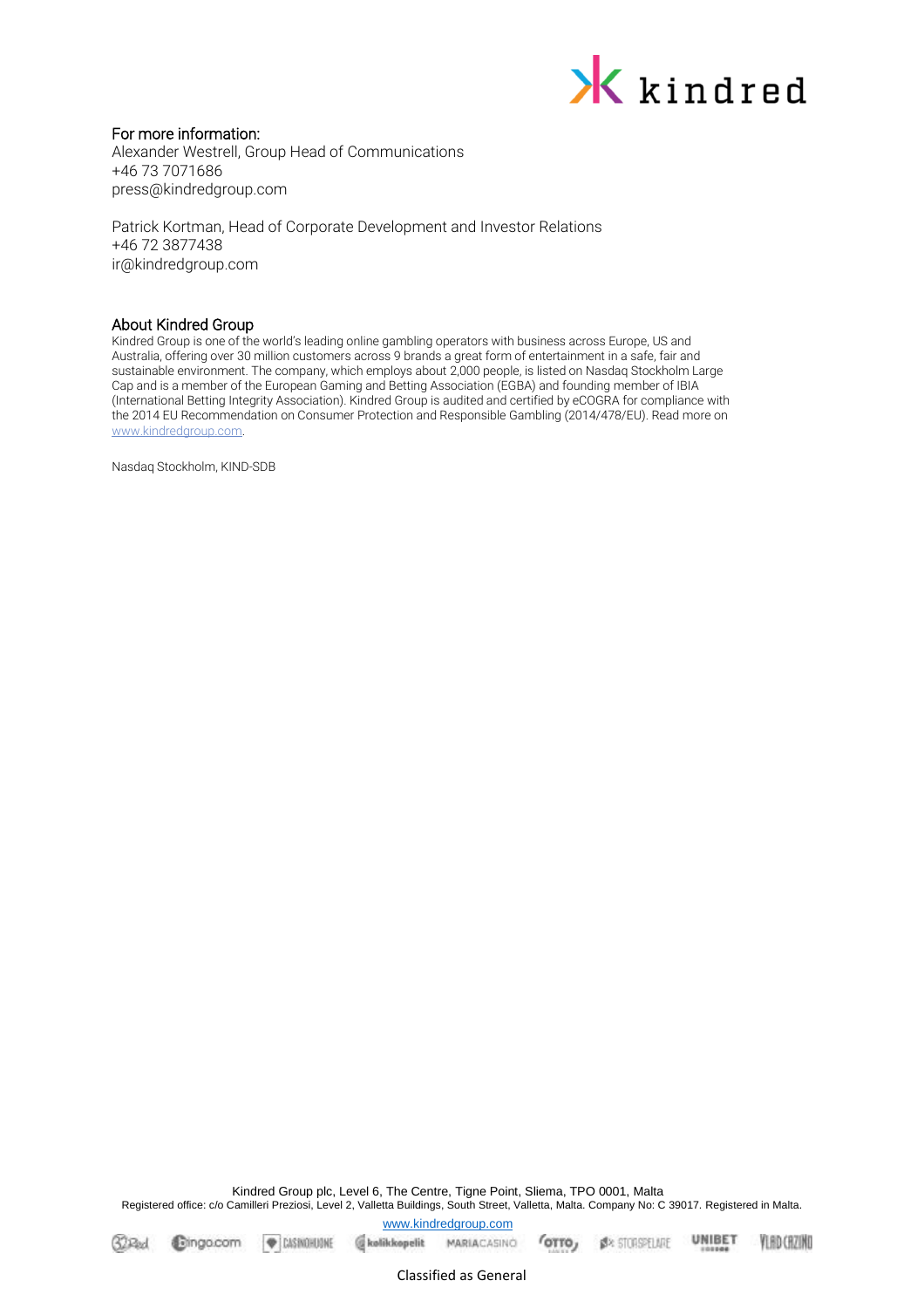For more information:
Alexander Westrell, Group Head of Communications
+46 73 7071686
press@kindredgroup.com

Patrick Kortman, Head of Corporate Development and Investor Relations
+46 72 3877438
ir@kindredgroup.com

## About Kindred Group

Kindred Group is one of the world's leading online gambling operators with business across Europe, US and Australia, offering over 30 million customers across 9 brands a great form of entertainment in a safe, fair and sustainable environment. The company, which employs about 2,000 people, is listed on Nasdaq Stockholm Large Cap and is a member of the European Gaming and Betting Association (EGBA) and founding member of IBIA (International Betting Integrity Association). Kindred Group is audited and certified by eCOGRA for compliance with the 2014 EU Recommendation on Consumer Protection and Responsible Gambling (2014/478/EU). Read more on www.kindredgroup.com.

Nasdaq Stockholm, KIND-SDB

Kindred Group plc, Level 6, The Centre, Tigne Point, Sliema, TPO 0001, Malta
Registered office: c/o Camilleri Preziosi, Level 2, Valletta Buildings, South Street, Valletta, Malta. Company No: C 39017. Registered in Malta.
www.kindredgroup.com

Classified as General